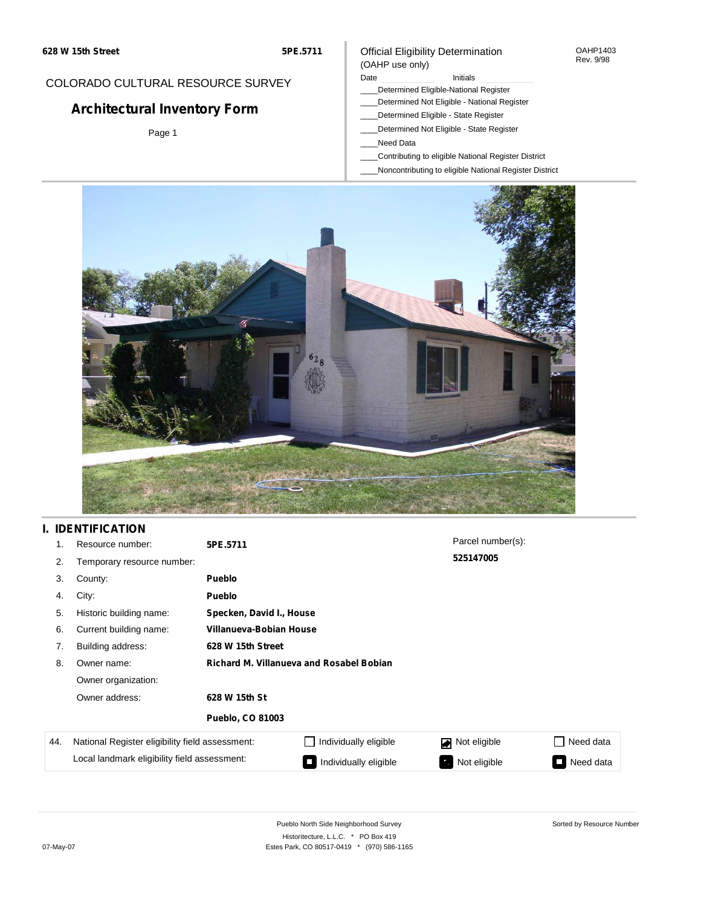628 W 15th Street

5PE.5711

COLORADO CULTURAL RESOURCE SURVEY

# Architectural Inventory Form

Page 1

Official Eligibility Determination
(OAHP use only)

OAHP1403
Rev. 9/98

Date ____________ Initials ____________

____Determined Eligible-National Register
____Determined Not Eligible - National Register
____Determined Eligible - State Register
____Determined Not Eligible - State Register
____Need Data
____Contributing to eligible National Register District
____Noncontributing to eligible National Register District

## I. IDENTIFICATION

1. Resource number: **5PE.5711**
2. Temporary resource number:
3. County: **Pueblo**
4. City: **Pueblo**
5. Historic building name: **Specken, David I., House**
6. Current building name: **Villanueva-Bobian House**
7. Building address: **628 W 15th Street**
8. Owner name: **Richard M. Villanueva and Rosabel Bobian**

   Owner organization:

   Owner address: **628 W 15th St**

   **Pueblo, CO 81003**

Parcel number(s): **525147005**

| 44. | National Register eligibility field assessment: | ☐ Individually eligible | ☑ Not eligible | ☐ Need data |
|---|---|---|---|---|
| | Local landmark eligibility field assessment: | ■ Individually eligible | ■ Not eligible | ■ Need data |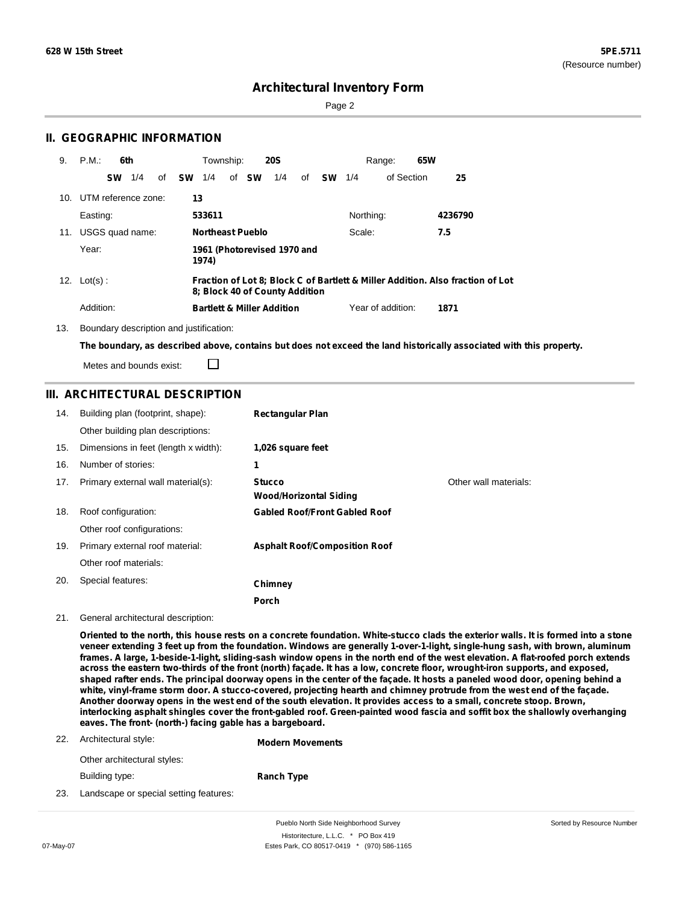# Architectural Inventory Form

## II. GEOGRAPHIC INFORMATION

9. P.M.: **6th** Township: **20S** Range: **65W**
   **SW** 1/4 of **SW** 1/4 of **SW** 1/4 of **SW** 1/4 of Section **25**

10. UTM reference zone: **13**
    Easting: **533611** Northing: **4236790**

11. USGS quad name: **Northeast Pueblo** Scale: **7.5**
    Year: **1961 (Photorevised 1970 and 1974)**

12. Lot(s): **Fraction of Lot 8; Block C of Bartlett & Miller Addition. Also fraction of Lot 8; Block 40 of County Addition**
    Addition: **Bartlett & Miller Addition** Year of addition: **1871**

13. Boundary description and justification:
    **The boundary, as described above, contains but does not exceed the land historically associated with this property.**
    Metes and bounds exist: ☐

## III. ARCHITECTURAL DESCRIPTION

14. Building plan (footprint, shape): **Rectangular Plan**
    Other building plan descriptions:
15. Dimensions in feet (length x width): **1,026 square feet**
16. Number of stories: **1**
17. Primary external wall material(s): **Stucco**, **Wood/Horizontal Siding** Other wall materials:
18. Roof configuration: **Gabled Roof/Front Gabled Roof**
    Other roof configurations:
19. Primary external roof material: **Asphalt Roof/Composition Roof**
    Other roof materials:
20. Special features: **Chimney**, **Porch**
21. General architectural description:

**Oriented to the north, this house rests on a concrete foundation. White-stucco clads the exterior walls. It is formed into a stone veneer extending 3 feet up from the foundation. Windows are generally 1-over-1-light, single-hung sash, with brown, aluminum frames. A large, 1-beside-1-light, sliding-sash window opens in the north end of the west elevation. A flat-roofed porch extends across the eastern two-thirds of the front (north) façade. It has a low, concrete floor, wrought-iron supports, and exposed, shaped rafter ends. The principal doorway opens in the center of the façade. It hosts a paneled wood door, opening behind a white, vinyl-frame storm door. A stucco-covered, projecting hearth and chimney protrude from the west end of the façade. Another doorway opens in the west end of the south elevation. It provides access to a small, concrete stoop. Brown, interlocking asphalt shingles cover the front-gabled roof. Green-painted wood fascia and soffit box the shallowly overhanging eaves. The front- (north-) facing gable has a bargeboard.**

22. Architectural style: **Modern Movements**
    Other architectural styles:
    Building type: **Ranch Type**
23. Landscape or special setting features: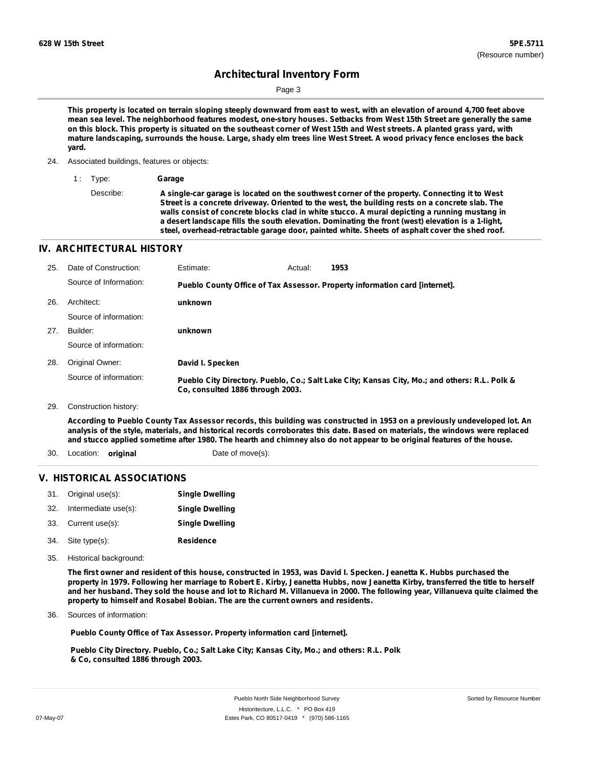This property is located on terrain sloping steeply downward from east to west, with an elevation of around 4,700 feet above mean sea level. The neighborhood features modest, one-story houses. Setbacks from West 15th Street are generally the same on this block. This property is situated on the southeast corner of West 15th and West streets. A planted grass yard, with mature landscaping, surrounds the house. Large, shady elm trees line West Street. A wood privacy fence encloses the back yard.

24. Associated buildings, features or objects:

1 : Type: **Garage**

Describe: **A single-car garage is located on the southwest corner of the property. Connecting it to West Street is a concrete driveway. Oriented to the west, the building rests on a concrete slab. The walls consist of concrete blocks clad in white stucco. A mural depicting a running mustang in a desert landscape fills the south elevation. Dominating the front (west) elevation is a 1-light, steel, overhead-retractable garage door, painted white. Sheets of asphalt cover the shed roof.**

## IV. ARCHITECTURAL HISTORY

25. Date of Construction: Estimate: Actual: **1953**

Source of Information: **Pueblo County Office of Tax Assessor. Property information card [internet].**

26. Architect: **unknown**

Source of information:

27. Builder: **unknown**

Source of information:

28. Original Owner: **David I. Specken**

Source of information: **Pueblo City Directory. Pueblo, Co.; Salt Lake City; Kansas City, Mo.; and others: R.L. Polk & Co, consulted 1886 through 2003.**

29. Construction history:

**According to Pueblo County Tax Assessor records, this building was constructed in 1953 on a previously undeveloped lot. An analysis of the style, materials, and historical records corroborates this date. Based on materials, the windows were replaced and stucco applied sometime after 1980. The hearth and chimney also do not appear to be original features of the house.**

30. Location: **original** Date of move(s):

## V. HISTORICAL ASSOCIATIONS

31. Original use(s): **Single Dwelling**
32. Intermediate use(s): **Single Dwelling**
33. Current use(s): **Single Dwelling**
34. Site type(s): **Residence**
35. Historical background:

**The first owner and resident of this house, constructed in 1953, was David I. Specken. Jeanetta K. Hubbs purchased the property in 1979. Following her marriage to Robert E. Kirby, Jeanetta Hubbs, now Jeanetta Kirby, transferred the title to herself and her husband. They sold the house and lot to Richard M. Villanueva in 2000. The following year, Villanueva quite claimed the property to himself and Rosabel Bobian. The are the current owners and residents.**

36. Sources of information:

**Pueblo County Office of Tax Assessor. Property information card [internet].**

**Pueblo City Directory. Pueblo, Co.; Salt Lake City; Kansas City, Mo.; and others: R.L. Polk & Co, consulted 1886 through 2003.**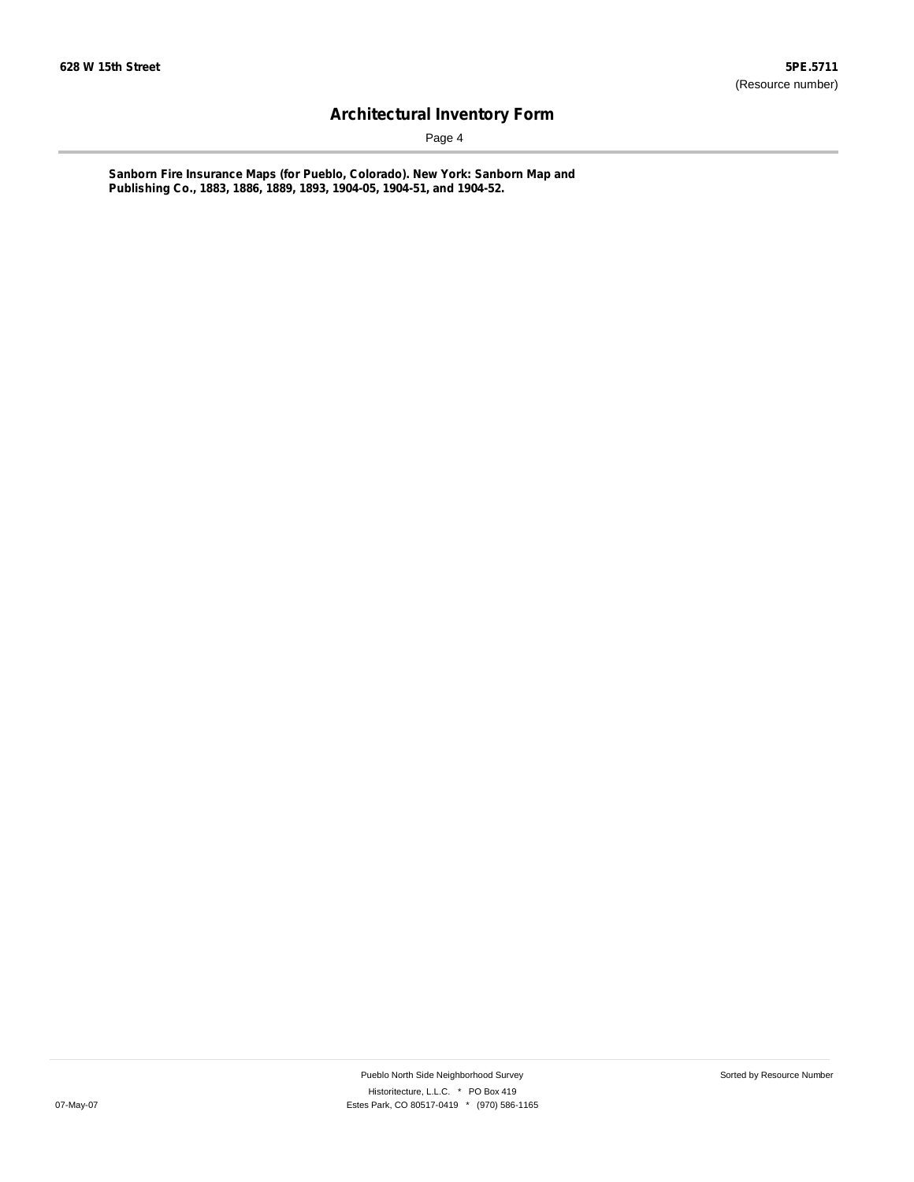**Sanborn Fire Insurance Maps (for Pueblo, Colorado). New York: Sanborn Map and Publishing Co., 1883, 1886, 1889, 1893, 1904-05, 1904-51, and 1904-52.**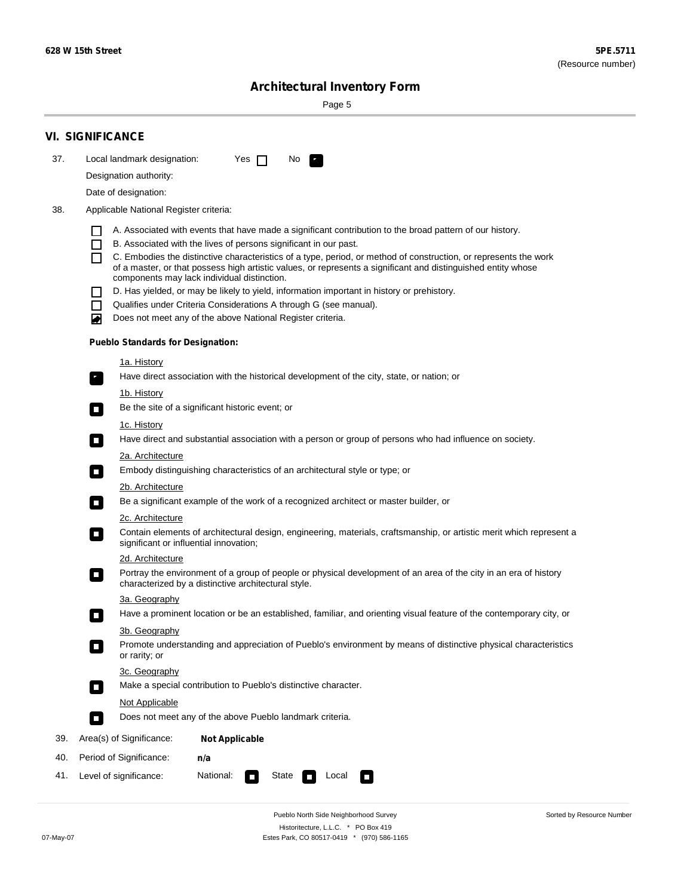**628 W 15th Street**

**5PE.5711**
(Resource number)

# Architectural Inventory Form

## VI. SIGNIFICANCE

37. Local landmark designation: Yes ☐ No ☑

Designation authority:

Date of designation:

38. Applicable National Register criteria:

- ☐ A. Associated with events that have made a significant contribution to the broad pattern of our history.
- ☐ B. Associated with the lives of persons significant in our past.
- ☐ C. Embodies the distinctive characteristics of a type, period, or method of construction, or represents the work of a master, or that possess high artistic values, or represents a significant and distinguished entity whose components may lack individual distinction.
- ☐ D. Has yielded, or may be likely to yield, information important in history or prehistory.
- ☐ Qualifies under Criteria Considerations A through G (see manual).
- ☑ Does not meet any of the above National Register criteria.

**Pueblo Standards for Designation:**

1a. History
- ☑ Have direct association with the historical development of the city, state, or nation; or

1b. History
- ☐ Be the site of a significant historic event; or

1c. History
- ☐ Have direct and substantial association with a person or group of persons who had influence on society.

2a. Architecture
- ☐ Embody distinguishing characteristics of an architectural style or type; or

2b. Architecture
- ☐ Be a significant example of the work of a recognized architect or master builder, or

2c. Architecture
- ☐ Contain elements of architectural design, engineering, materials, craftsmanship, or artistic merit which represent a significant or influential innovation;

2d. Architecture
- ☐ Portray the environment of a group of people or physical development of an area of the city in an era of history characterized by a distinctive architectural style.

3a. Geography
- ☐ Have a prominent location or be an established, familiar, and orienting visual feature of the contemporary city, or

3b. Geography
- ☐ Promote understanding and appreciation of Pueblo's environment by means of distinctive physical characteristics or rarity; or

3c. Geography
- ☐ Make a special contribution to Pueblo's distinctive character.

Not Applicable
- ☐ Does not meet any of the above Pueblo landmark criteria.

39. Area(s) of Significance: **Not Applicable**

40. Period of Significance: **n/a**

41. Level of significance: National: ☐ State ☐ Local ☐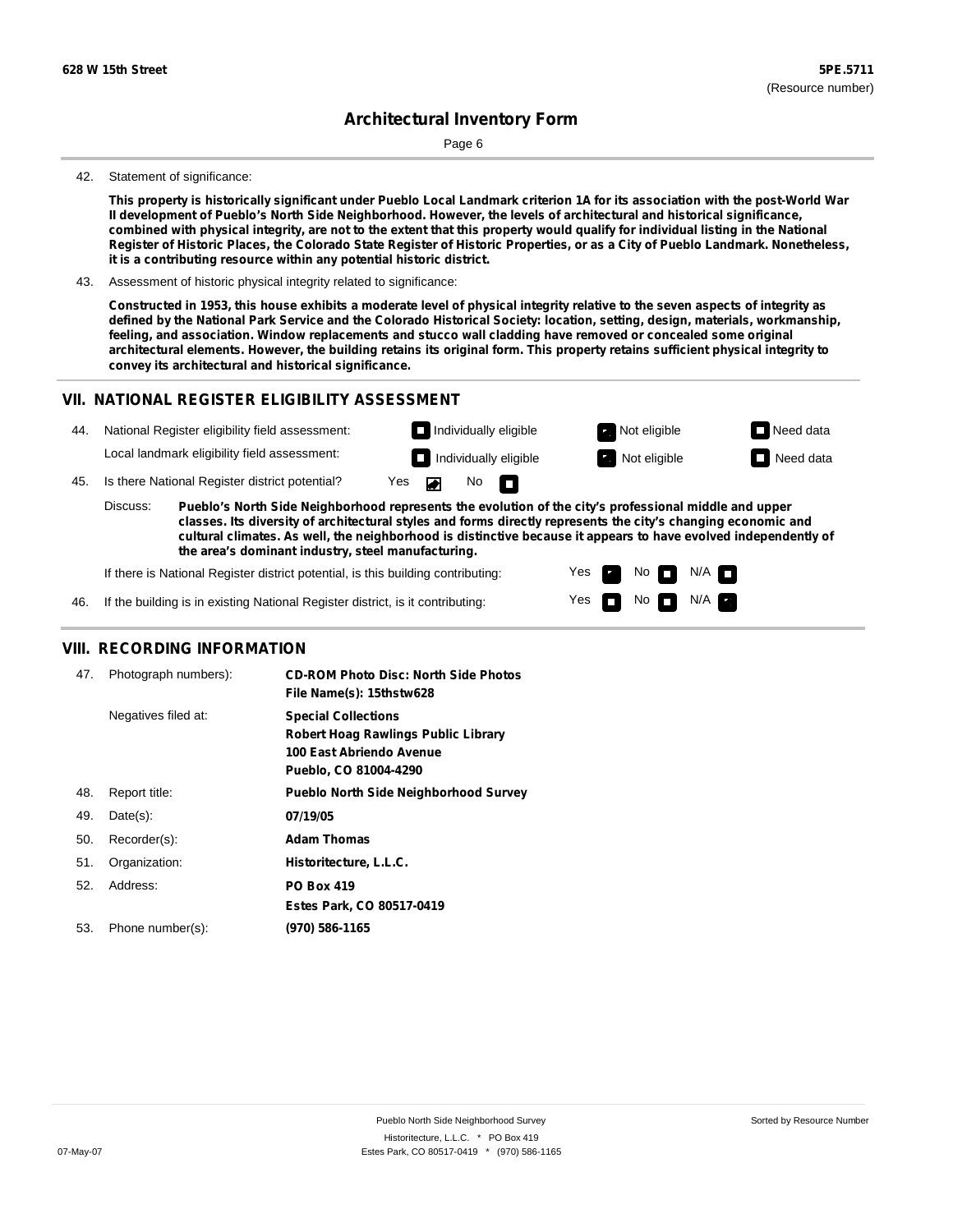42. Statement of significance:

**This property is historically significant under Pueblo Local Landmark criterion 1A for its association with the post-World War II development of Pueblo's North Side Neighborhood. However, the levels of architectural and historical significance, combined with physical integrity, are not to the extent that this property would qualify for individual listing in the National Register of Historic Places, the Colorado State Register of Historic Properties, or as a City of Pueblo Landmark. Nonetheless, it is a contributing resource within any potential historic district.**

43. Assessment of historic physical integrity related to significance:

**Constructed in 1953, this house exhibits a moderate level of physical integrity relative to the seven aspects of integrity as defined by the National Park Service and the Colorado Historical Society: location, setting, design, materials, workmanship, feeling, and association. Window replacements and stucco wall cladding have removed or concealed some original architectural elements. However, the building retains its original form. This property retains sufficient physical integrity to convey its architectural and historical significance.**

## VII. NATIONAL REGISTER ELIGIBILITY ASSESSMENT

44. National Register eligibility field assessment: Individually eligible / **Not eligible** [checked] / Need data

Local landmark eligibility field assessment: Individually eligible / **Not eligible** [checked] / Need data

45. Is there National Register district potential? Yes [checked] No

Discuss: **Pueblo's North Side Neighborhood represents the evolution of the city's professional middle and upper classes. Its diversity of architectural styles and forms directly represents the city's changing economic and cultural climates. As well, the neighborhood is distinctive because it appears to have evolved independently of the area's dominant industry, steel manufacturing.**

If there is National Register district potential, is this building contributing: Yes [checked] No N/A

46. If the building is in existing National Register district, is it contributing: Yes No N/A [checked]

## VIII. RECORDING INFORMATION

47. Photograph numbers): **CD-ROM Photo Disc: North Side Photos**
**File Name(s): 15thstw628**

Negatives filed at: **Special Collections**
**Robert Hoag Rawlings Public Library**
**100 East Abriendo Avenue**
**Pueblo, CO 81004-4290**

48. Report title: **Pueblo North Side Neighborhood Survey**

49. Date(s): **07/19/05**

50. Recorder(s): **Adam Thomas**

51. Organization: **Historitecture, L.L.C.**

52. Address: **PO Box 419**
**Estes Park, CO 80517-0419**

53. Phone number(s): **(970) 586-1165**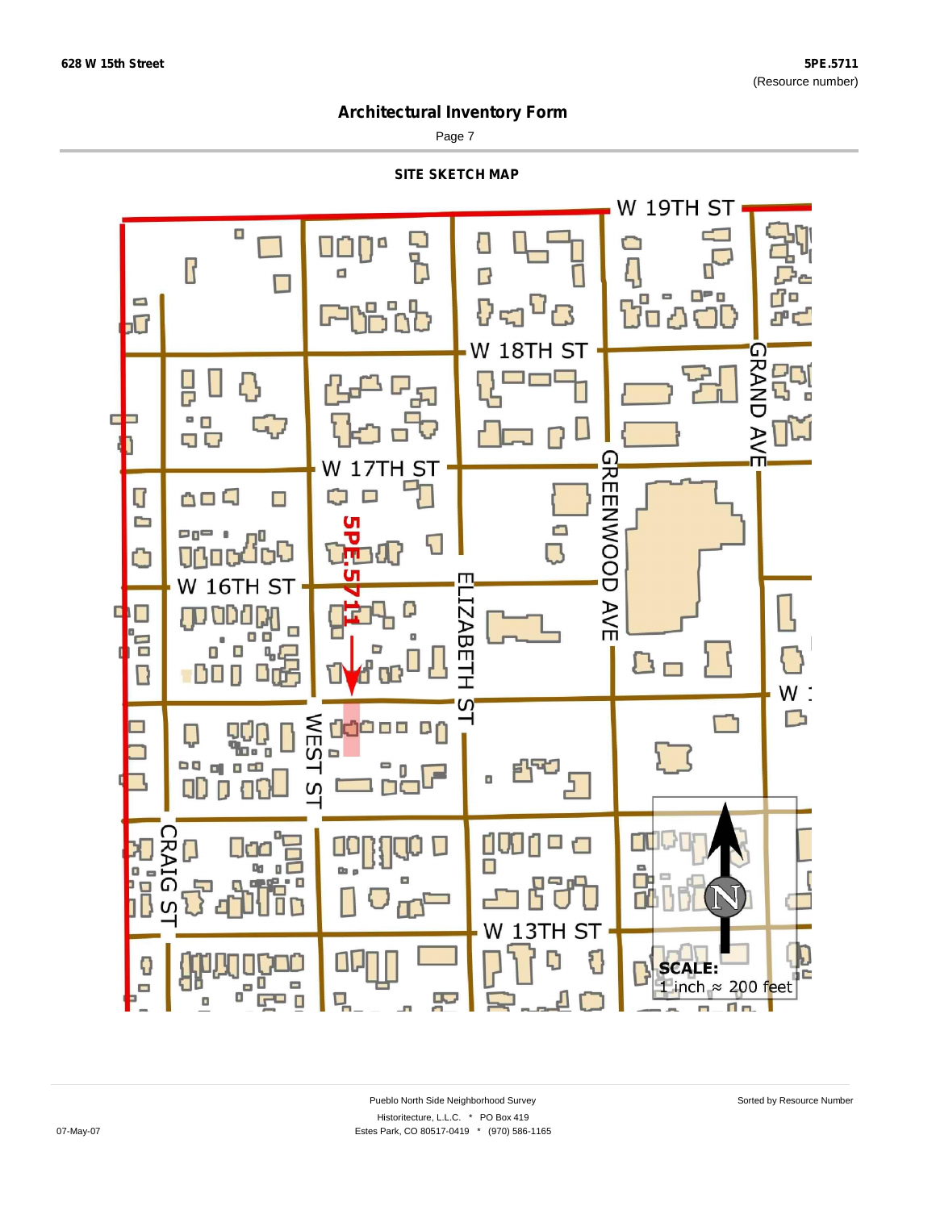# Architectural Inventory Form

## SITE SKETCH MAP

W 19TH ST

W 18TH ST

W 17TH ST

W 16TH ST

GRAND AVE

GREENWOOD AVE

ELIZABETH ST

WEST ST

CRAIG ST

W 13TH ST

5PE.5711

**SCALE:**
1 inch ≈ 200 feet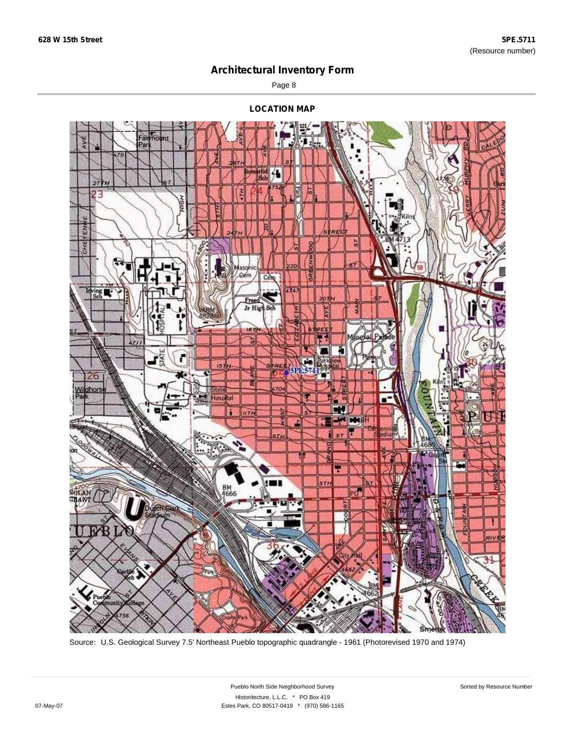# Architectural Inventory Form

## LOCATION MAP

Source: U.S. Geological Survey 7.5' Northeast Pueblo topographic quadrangle - 1961 (Photorevised 1970 and 1974)